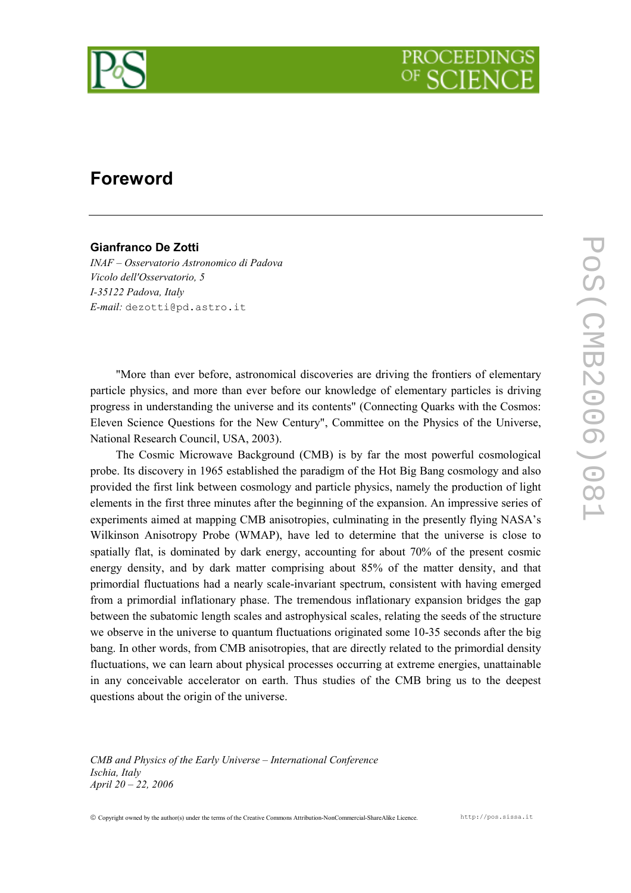# Foreword

**Gianfranco De Zotti**

*INAF – Osservatorio Astronomico di Padova*
*Vicolo dell'Osservatorio, 5*
*I-35122 Padova, Italy*
*E-mail:* dezotti@pd.astro.it

"More than ever before, astronomical discoveries are driving the frontiers of elementary particle physics, and more than ever before our knowledge of elementary particles is driving progress in understanding the universe and its contents" (Connecting Quarks with the Cosmos: Eleven Science Questions for the New Century", Committee on the Physics of the Universe, National Research Council, USA, 2003).

The Cosmic Microwave Background (CMB) is by far the most powerful cosmological probe. Its discovery in 1965 established the paradigm of the Hot Big Bang cosmology and also provided the first link between cosmology and particle physics, namely the production of light elements in the first three minutes after the beginning of the expansion. An impressive series of experiments aimed at mapping CMB anisotropies, culminating in the presently flying NASA's Wilkinson Anisotropy Probe (WMAP), have led to determine that the universe is close to spatially flat, is dominated by dark energy, accounting for about 70% of the present cosmic energy density, and by dark matter comprising about 85% of the matter density, and that primordial fluctuations had a nearly scale-invariant spectrum, consistent with having emerged from a primordial inflationary phase. The tremendous inflationary expansion bridges the gap between the subatomic length scales and astrophysical scales, relating the seeds of the structure we observe in the universe to quantum fluctuations originated some 10-35 seconds after the big bang. In other words, from CMB anisotropies, that are directly related to the primordial density fluctuations, we can learn about physical processes occurring at extreme energies, unattainable in any conceivable accelerator on earth. Thus studies of the CMB bring us to the deepest questions about the origin of the universe.

*CMB and Physics of the Early Universe – International Conference*
*Ischia, Italy*
*April 20 – 22, 2006*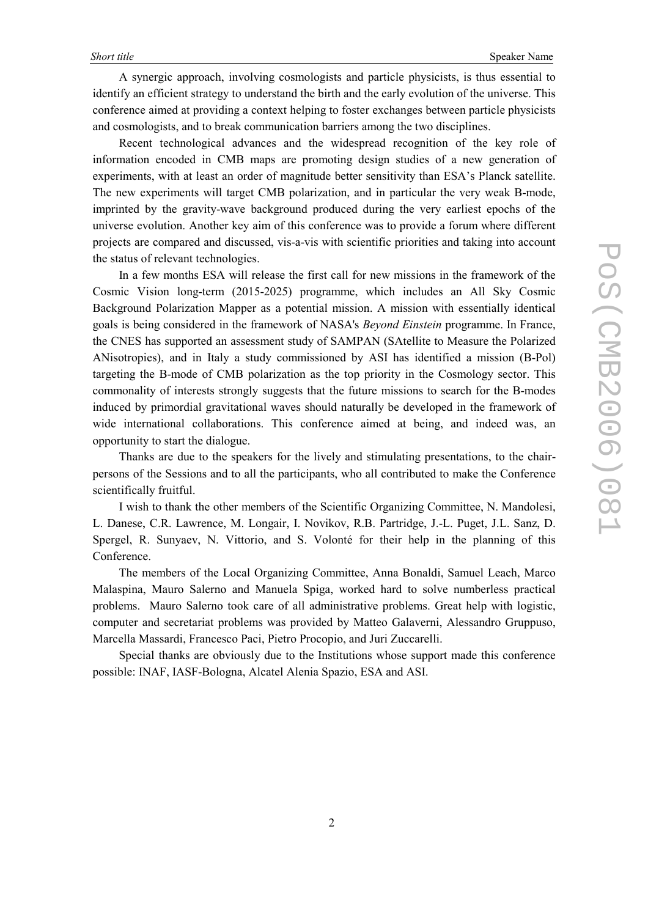A synergic approach, involving cosmologists and particle physicists, is thus essential to identify an efficient strategy to understand the birth and the early evolution of the universe. This conference aimed at providing a context helping to foster exchanges between particle physicists and cosmologists, and to break communication barriers among the two disciplines.

Recent technological advances and the widespread recognition of the key role of information encoded in CMB maps are promoting design studies of a new generation of experiments, with at least an order of magnitude better sensitivity than ESA's Planck satellite. The new experiments will target CMB polarization, and in particular the very weak B-mode, imprinted by the gravity-wave background produced during the very earliest epochs of the universe evolution. Another key aim of this conference was to provide a forum where different projects are compared and discussed, vis-a-vis with scientific priorities and taking into account the status of relevant technologies.

In a few months ESA will release the first call for new missions in the framework of the Cosmic Vision long-term (2015-2025) programme, which includes an All Sky Cosmic Background Polarization Mapper as a potential mission. A mission with essentially identical goals is being considered in the framework of NASA's *Beyond Einstein* programme. In France, the CNES has supported an assessment study of SAMPAN (SAtellite to Measure the Polarized ANisotropies), and in Italy a study commissioned by ASI has identified a mission (B-Pol) targeting the B-mode of CMB polarization as the top priority in the Cosmology sector. This commonality of interests strongly suggests that the future missions to search for the B-modes induced by primordial gravitational waves should naturally be developed in the framework of wide international collaborations. This conference aimed at being, and indeed was, an opportunity to start the dialogue.

Thanks are due to the speakers for the lively and stimulating presentations, to the chair-persons of the Sessions and to all the participants, who all contributed to make the Conference scientifically fruitful.

I wish to thank the other members of the Scientific Organizing Committee, N. Mandolesi, L. Danese, C.R. Lawrence, M. Longair, I. Novikov, R.B. Partridge, J.-L. Puget, J.L. Sanz, D. Spergel, R. Sunyaev, N. Vittorio, and S. Volonté for their help in the planning of this Conference.

The members of the Local Organizing Committee, Anna Bonaldi, Samuel Leach, Marco Malaspina, Mauro Salerno and Manuela Spiga, worked hard to solve numberless practical problems. Mauro Salerno took care of all administrative problems. Great help with logistic, computer and secretariat problems was provided by Matteo Galaverni, Alessandro Gruppuso, Marcella Massardi, Francesco Paci, Pietro Procopio, and Juri Zuccarelli.

Special thanks are obviously due to the Institutions whose support made this conference possible: INAF, IASF-Bologna, Alcatel Alenia Spazio, ESA and ASI.